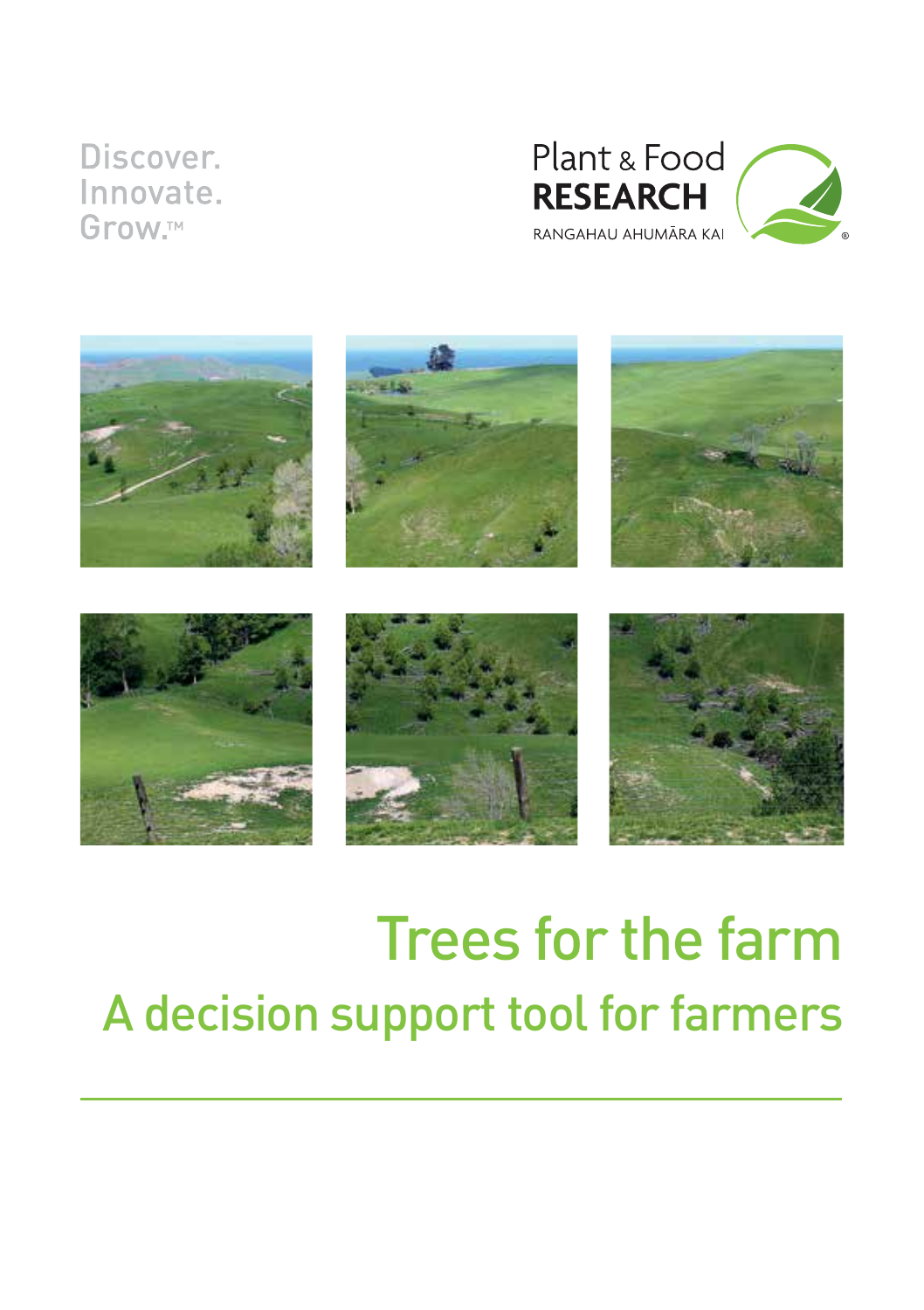Discover.
Innovate.
Grow.™

Plant & Food
RESEARCH
RANGAHAU AHUMĀRA KAI

# Trees for the farm

## A decision support tool for farmers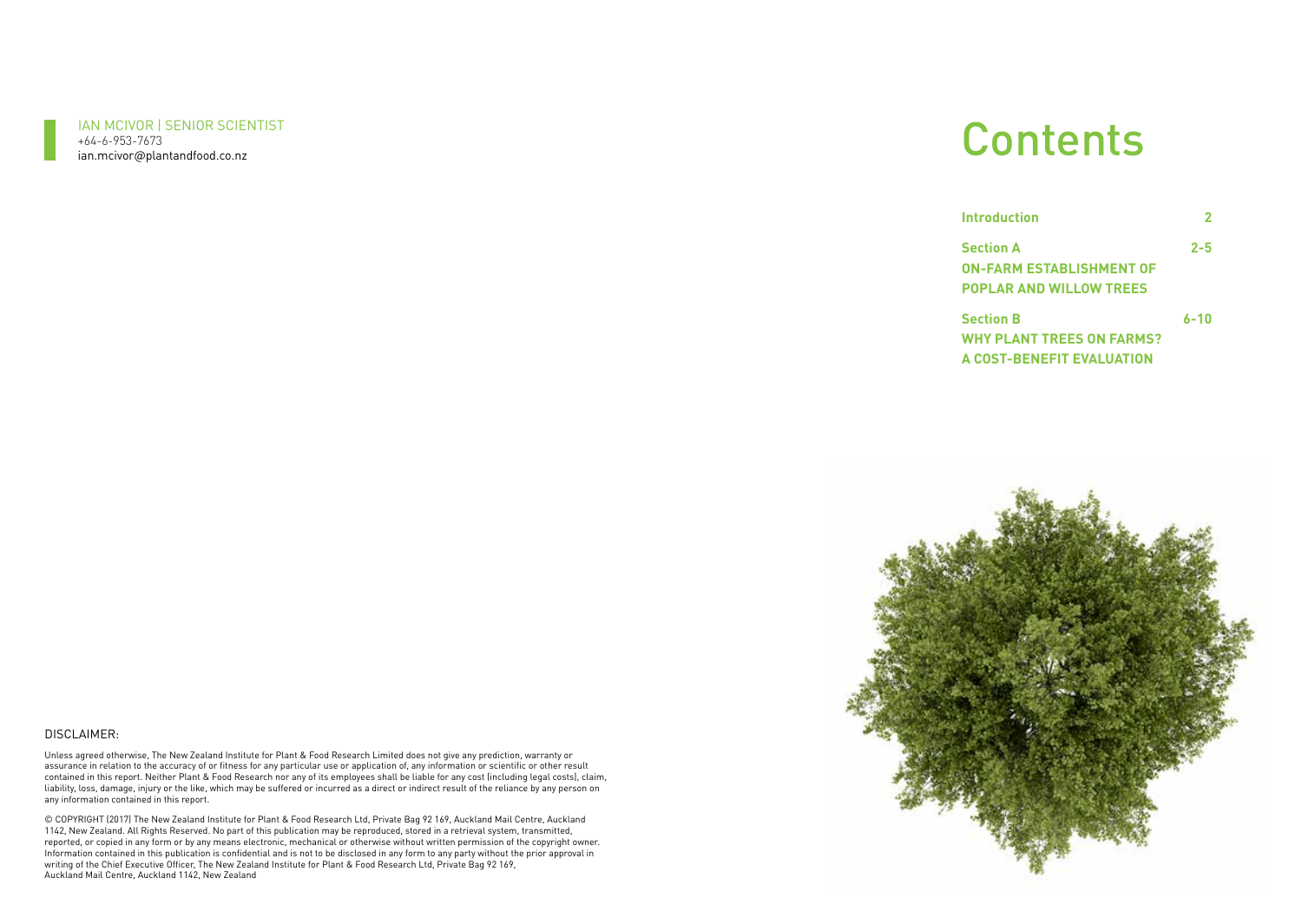IAN MCIVOR | SENIOR SCIENTIST
+64-6-953-7673
ian.mcivor@plantandfood.co.nz

DISCLAIMER:

Unless agreed otherwise, The New Zealand Institute for Plant & Food Research Limited does not give any prediction, warranty or assurance in relation to the accuracy of or fitness for any particular use or application of, any information or scientific or other result contained in this report. Neither Plant & Food Research nor any of its employees shall be liable for any cost (including legal costs), claim, liability, loss, damage, injury or the like, which may be suffered or incurred as a direct or indirect result of the reliance by any person on any information contained in this report.

© COPYRIGHT (2017) The New Zealand Institute for Plant & Food Research Ltd, Private Bag 92 169, Auckland Mail Centre, Auckland 1142, New Zealand. All Rights Reserved. No part of this publication may be reproduced, stored in a retrieval system, transmitted, reported, or copied in any form or by any means electronic, mechanical or otherwise without written permission of the copyright owner. Information contained in this publication is confidential and is not to be disclosed in any form to any party without the prior approval in writing of the Chief Executive Officer, The New Zealand Institute for Plant & Food Research Ltd, Private Bag 92 169, Auckland Mail Centre, Auckland 1142, New Zealand

# Contents

**Introduction** — 2

**Section A** — 2–5
**ON-FARM ESTABLISHMENT OF POPLAR AND WILLOW TREES**

**Section B** — 6–10
**WHY PLANT TREES ON FARMS? A COST-BENEFIT EVALUATION**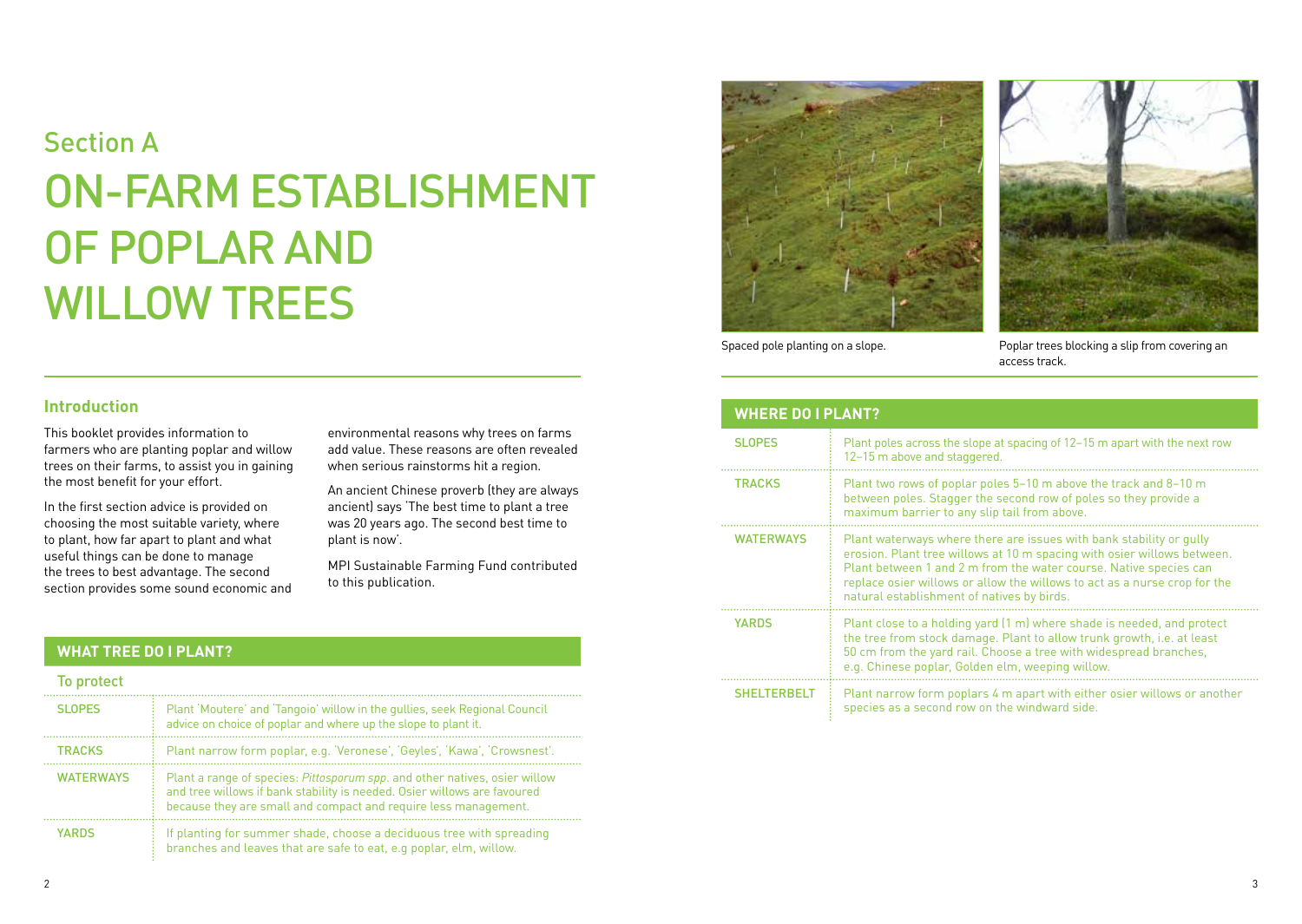## Section A

# ON-FARM ESTABLISHMENT OF POPLAR AND WILLOW TREES

### Introduction

This booklet provides information to farmers who are planting poplar and willow trees on their farms, to assist you in gaining the most benefit for your effort.

In the first section advice is provided on choosing the most suitable variety, where to plant, how far apart to plant and what useful things can be done to manage the trees to best advantage. The second section provides some sound economic and environmental reasons why trees on farms add value. These reasons are often revealed when serious rainstorms hit a region.

An ancient Chinese proverb (they are always ancient) says 'The best time to plant a tree was 20 years ago. The second best time to plant is now'.

MPI Sustainable Farming Fund contributed to this publication.

### WHAT TREE DO I PLANT?

**To protect**

| | |
|---|---|
| SLOPES | Plant 'Moutere' and 'Tangoio' willow in the gullies, seek Regional Council advice on choice of poplar and where up the slope to plant it. |
| TRACKS | Plant narrow form poplar, e.g. 'Veronese', 'Geyles', 'Kawa', 'Crowsnest'. |
| WATERWAYS | Plant a range of species: *Pittosporum spp*. and other natives, osier willow and tree willows if bank stability is needed. Osier willows are favoured because they are small and compact and require less management. |
| YARDS | If planting for summer shade, choose a deciduous tree with spreading branches and leaves that are safe to eat, e.g poplar, elm, willow. |

Spaced pole planting on a slope.

Poplar trees blocking a slip from covering an access track.

### WHERE DO I PLANT?

| | |
|---|---|
| SLOPES | Plant poles across the slope at spacing of 12–15 m apart with the next row 12–15 m above and staggered. |
| TRACKS | Plant two rows of poplar poles 5–10 m above the track and 8–10 m between poles. Stagger the second row of poles so they provide a maximum barrier to any slip tail from above. |
| WATERWAYS | Plant waterways where there are issues with bank stability or gully erosion. Plant tree willows at 10 m spacing with osier willows between. Plant between 1 and 2 m from the water course. Native species can replace osier willows or allow the willows to act as a nurse crop for the natural establishment of natives by birds. |
| YARDS | Plant close to a holding yard (1 m) where shade is needed, and protect the tree from stock damage. Plant to allow trunk growth, i.e. at least 50 cm from the yard rail. Choose a tree with widespread branches, e.g. Chinese poplar, Golden elm, weeping willow. |
| SHELTERBELT | Plant narrow form poplars 4 m apart with either osier willows or another species as a second row on the windward side. |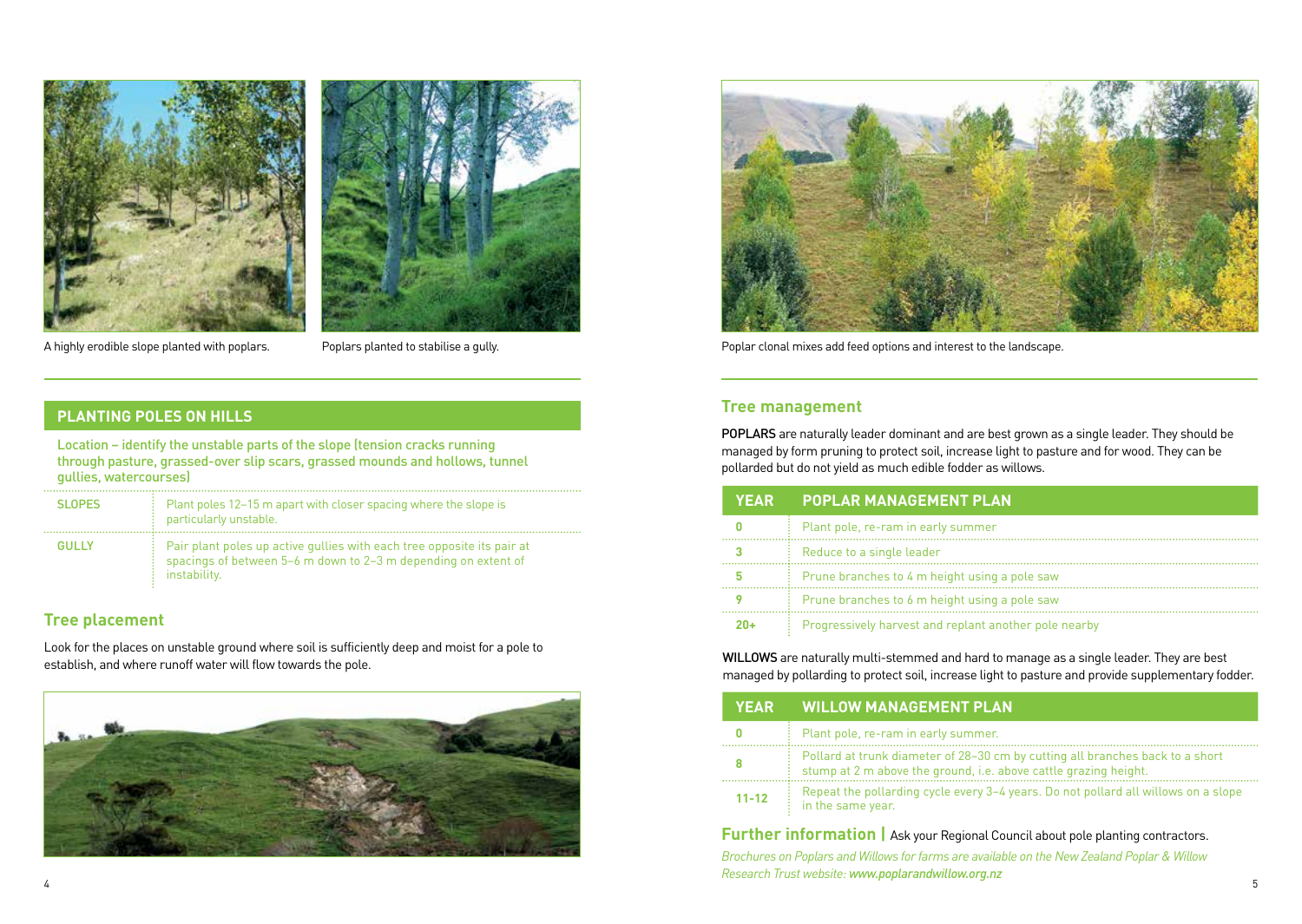A highly erodible slope planted with poplars.

Poplars planted to stabilise a gully.

## PLANTING POLES ON HILLS

Location – identify the unstable parts of the slope (tension cracks running through pasture, grassed-over slip scars, grassed mounds and hollows, tunnel gullies, watercourses)

| | |
|---|---|
| SLOPES | Plant poles 12–15 m apart with closer spacing where the slope is particularly unstable. |
| GULLY | Pair plant poles up active gullies with each tree opposite its pair at spacings of between 5–6 m down to 2–3 m depending on extent of instability. |

## Tree placement

Look for the places on unstable ground where soil is sufficiently deep and moist for a pole to establish, and where runoff water will flow towards the pole.

Poplar clonal mixes add feed options and interest to the landscape.

## Tree management

**POPLARS** are naturally leader dominant and are best grown as a single leader. They should be managed by form pruning to protect soil, increase light to pasture and for wood. They can be pollarded but do not yield as much edible fodder as willows.

| YEAR | POPLAR MANAGEMENT PLAN |
|---|---|
| 0 | Plant pole, re-ram in early summer |
| 3 | Reduce to a single leader |
| 5 | Prune branches to 4 m height using a pole saw |
| 9 | Prune branches to 6 m height using a pole saw |
| 20+ | Progressively harvest and replant another pole nearby |

**WILLOWS** are naturally multi-stemmed and hard to manage as a single leader. They are best managed by pollarding to protect soil, increase light to pasture and provide supplementary fodder.

| YEAR | WILLOW MANAGEMENT PLAN |
|---|---|
| 0 | Plant pole, re-ram in early summer. |
| 8 | Pollard at trunk diameter of 28–30 cm by cutting all branches back to a short stump at 2 m above the ground, i.e. above cattle grazing height. |
| 11–12 | Repeat the pollarding cycle every 3–4 years. Do not pollard all willows on a slope in the same year. |

**Further information |** Ask your Regional Council about pole planting contractors.

*Brochures on Poplars and Willows for farms are available on the New Zealand Poplar & Willow Research Trust website:* ***www.poplarandwillow.org.nz***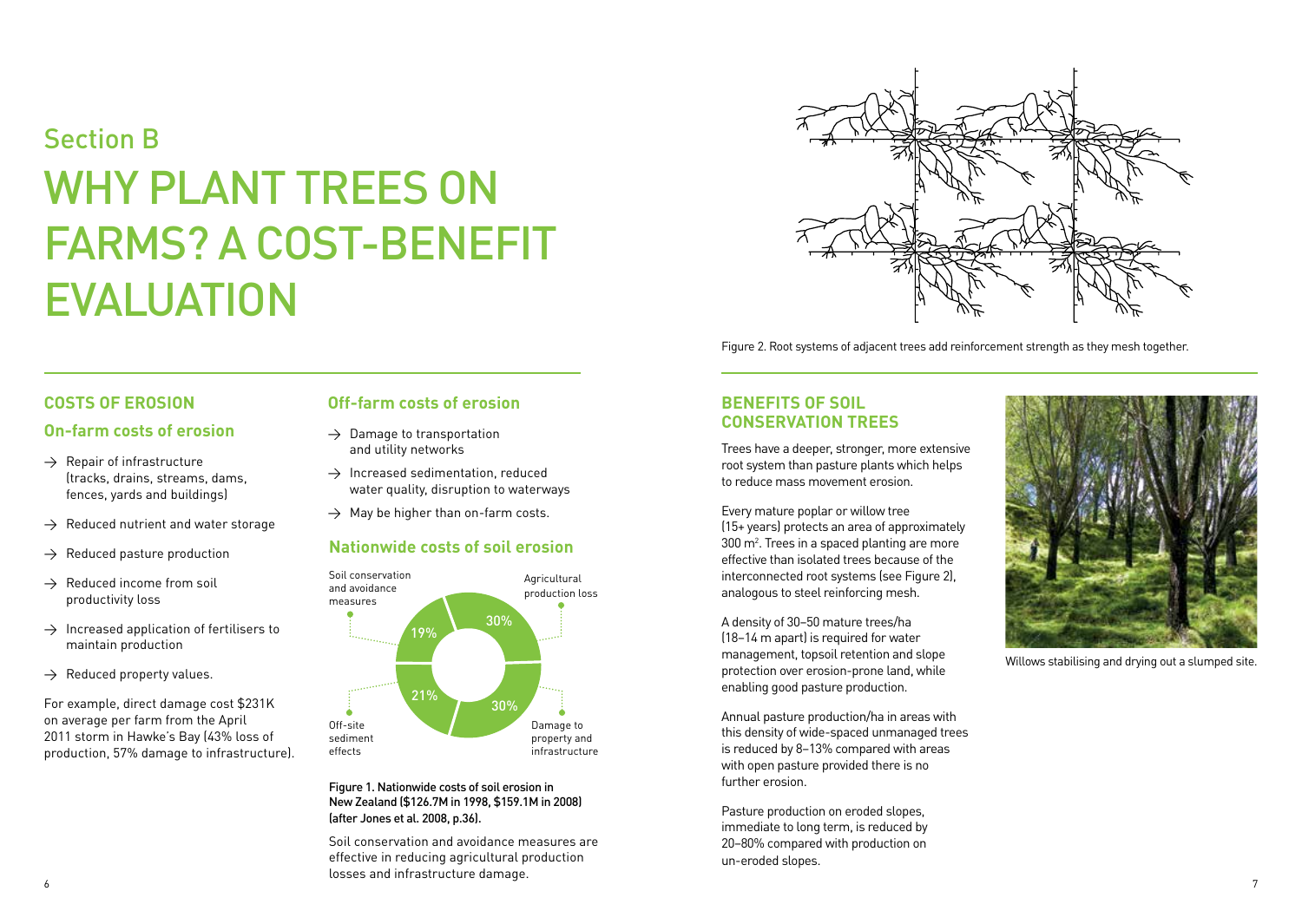## Section B

# WHY PLANT TREES ON FARMS? A COST-BENEFIT EVALUATION

## COSTS OF EROSION

### On-farm costs of erosion

- → Repair of infrastructure (tracks, drains, streams, dams, fences, yards and buildings)
- → Reduced nutrient and water storage
- → Reduced pasture production
- → Reduced income from soil productivity loss
- → Increased application of fertilisers to maintain production
- → Reduced property values.

For example, direct damage cost $231K on average per farm from the April 2011 storm in Hawke's Bay (43% loss of production, 57% damage to infrastructure).

### Off-farm costs of erosion

- → Damage to transportation and utility networks
- → Increased sedimentation, reduced water quality, disruption to waterways
- → May be higher than on-farm costs.

### Nationwide costs of soil erosion

Soil conservation and avoidance measures
19%
Agricultural production loss
30%
Off-site sediment effects
21%
Damage to property and infrastructure
30%

Figure 1. Nationwide costs of soil erosion in New Zealand ($126.7M in 1998, $159.1M in 2008) (after Jones et al. 2008, p.36).

Soil conservation and avoidance measures are effective in reducing agricultural production losses and infrastructure damage.

Figure 2. Root systems of adjacent trees add reinforcement strength as they mesh together.

## BENEFITS OF SOIL CONSERVATION TREES

Trees have a deeper, stronger, more extensive root system than pasture plants which helps to reduce mass movement erosion.

Every mature poplar or willow tree (15+ years) protects an area of approximately 300 m$^2$. Trees in a spaced planting are more effective than isolated trees because of the interconnected root systems (see Figure 2), analogous to steel reinforcing mesh.

A density of 30–50 mature trees/ha (18–14 m apart) is required for water management, topsoil retention and slope protection over erosion-prone land, while enabling good pasture production.

Annual pasture production/ha in areas with this density of wide-spaced unmanaged trees is reduced by 8–13% compared with areas with open pasture provided there is no further erosion.

Pasture production on eroded slopes, immediate to long term, is reduced by 20–80% compared with production on un-eroded slopes.

Willows stabilising and drying out a slumped site.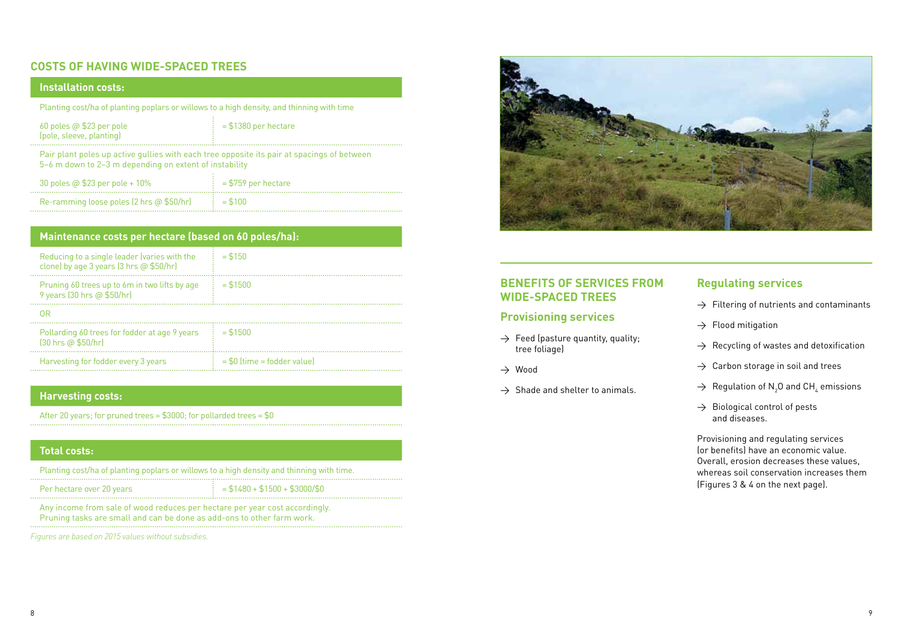## COSTS OF HAVING WIDE-SPACED TREES

### Installation costs:

Planting cost/ha of planting poplars or willows to a high density, and thinning with time

| | |
|---|---|
| 60 poles @ $23 per pole (pole, sleeve, planting) | = $1380 per hectare |

Pair plant poles up active gullies with each tree opposite its pair at spacings of between 5–6 m down to 2–3 m depending on extent of instability

| | |
|---|---|
| 30 poles @ $23 per pole + 10% | = $759 per hectare |
| Re-ramming loose poles (2 hrs @ $50/hr) | = $100 |

### Maintenance costs per hectare (based on 60 poles/ha):

| | |
|---|---|
| Reducing to a single leader (varies with the clone) by age 3 years (3 hrs @ $50/hr) | = $150 |
| Pruning 60 trees up to 6m in two lifts by age 9 years (30 hrs @ $50/hr) | = $1500 |
| OR | |
| Pollarding 60 trees for fodder at age 9 years (30 hrs @ $50/hr) | = $1500 |
| Harvesting for fodder every 3 years | = $0 (time = fodder value) |

### Harvesting costs:

After 20 years; for pruned trees = $3000; for pollarded trees = $0

### Total costs:

Planting cost/ha of planting poplars or willows to a high density and thinning with time.

| | |
|---|---|
| Per hectare over 20 years | = $1480 + $1500 + $3000/$0 |

Any income from sale of wood reduces per hectare per year cost accordingly. Pruning tasks are small and can be done as add-ons to other farm work.

*Figures are based on 2015 values without subsidies.*

## BENEFITS OF SERVICES FROM WIDE-SPACED TREES

### Provisioning services

- → Feed (pasture quantity, quality; tree foliage)
- → Wood
- → Shade and shelter to animals.

### Regulating services

- → Filtering of nutrients and contaminants
- → Flood mitigation
- → Recycling of wastes and detoxification
- → Carbon storage in soil and trees
- → Regulation of $N_2O$ and $CH_4$ emissions
- → Biological control of pests and diseases.

Provisioning and regulating services (or benefits) have an economic value. Overall, erosion decreases these values, whereas soil conservation increases them (Figures 3 & 4 on the next page).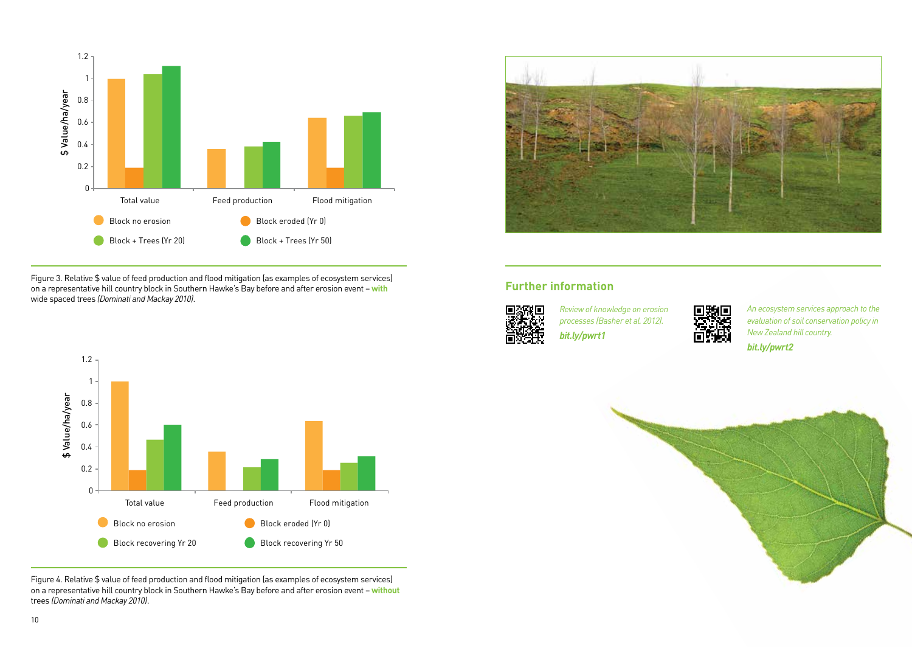1.2
1
0.8
0.6
0.4
0.2
0

$ Value/ha/year

Total value
Feed production
Flood mitigation

Block no erosion
Block eroded (Yr 0)
Block + Trees (Yr 20)
Block + Trees (Yr 50)

Figure 3. Relative $ value of feed production and flood mitigation (as examples of ecosystem services) on a representative hill country block in Southern Hawke's Bay before and after erosion event – **with** wide spaced trees *(Dominati and Mackay 2010)*.

1.2
1
0.8
0.6
0.4
0.2
0

$ Value/ha/year

Total value
Feed production
Flood mitigation

Block no erosion
Block eroded (Yr 0)
Block recovering Yr 20
Block recovering Yr 50

Figure 4. Relative $ value of feed production and flood mitigation (as examples of ecosystem services) on a representative hill country block in Southern Hawke's Bay before and after erosion event – **without** trees *(Dominati and Mackay 2010)*.

## Further information

*Review of knowledge on erosion processes (Basher et al. 2012).*
***bit.ly/pwrt1***

*An ecosystem services approach to the evaluation of soil conservation policy in New Zealand hill country.*
***bit.ly/pwrt2***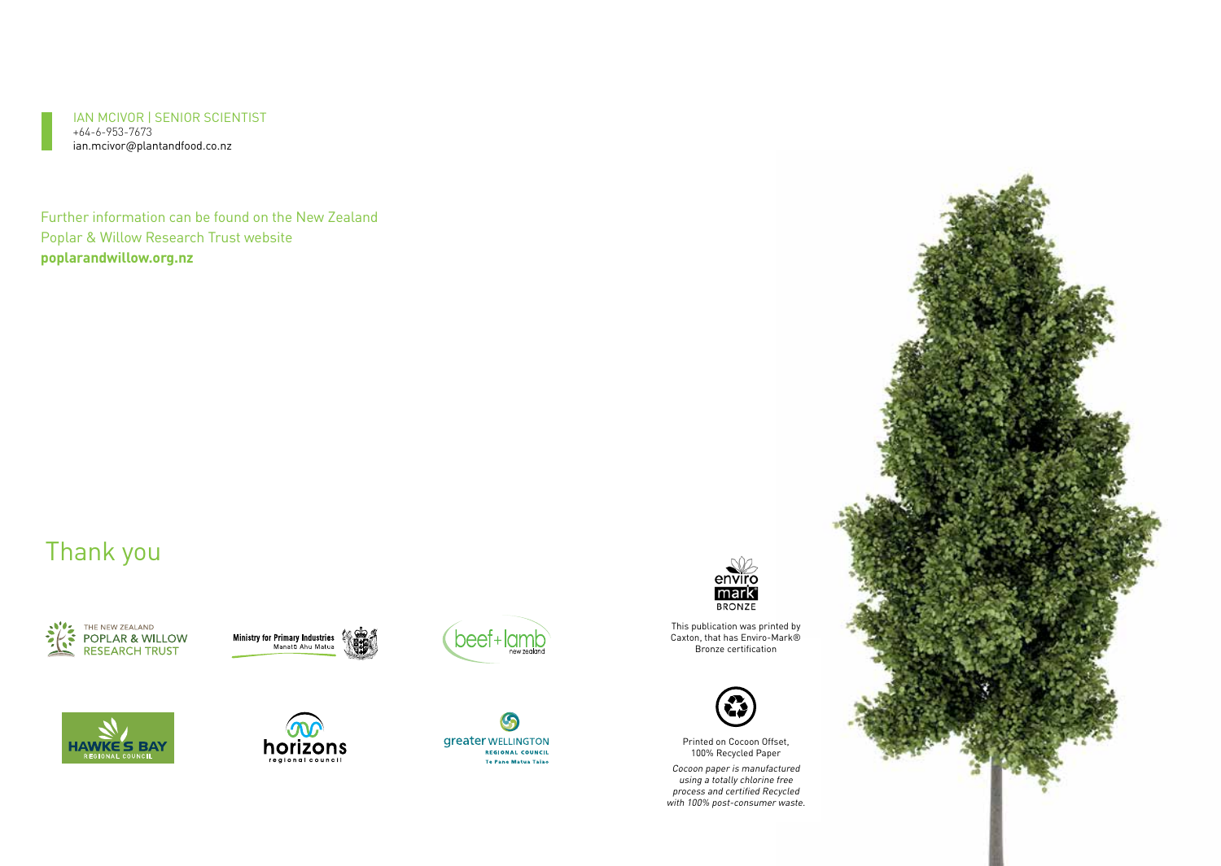IAN MCIVOR | SENIOR SCIENTIST
+64-6-953-7673
ian.mcivor@plantandfood.co.nz

Further information can be found on the New Zealand Poplar & Willow Research Trust website
**poplarandwillow.org.nz**

# Thank you

THE NEW ZEALAND POPLAR & WILLOW RESEARCH TRUST

Ministry for Primary Industries
Manatū Ahu Matua

beef+lamb new zealand

HAWKE'S BAY REGIONAL COUNCIL

horizons regional council

greater WELLINGTON REGIONAL COUNCIL
Te Pane Matua Taiao

enviro mark BRONZE

This publication was printed by Caxton, that has Enviro-Mark® Bronze certification

Printed on Cocoon Offset, 100% Recycled Paper

*Cocoon paper is manufactured using a totally chlorine free process and certified Recycled with 100% post-consumer waste.*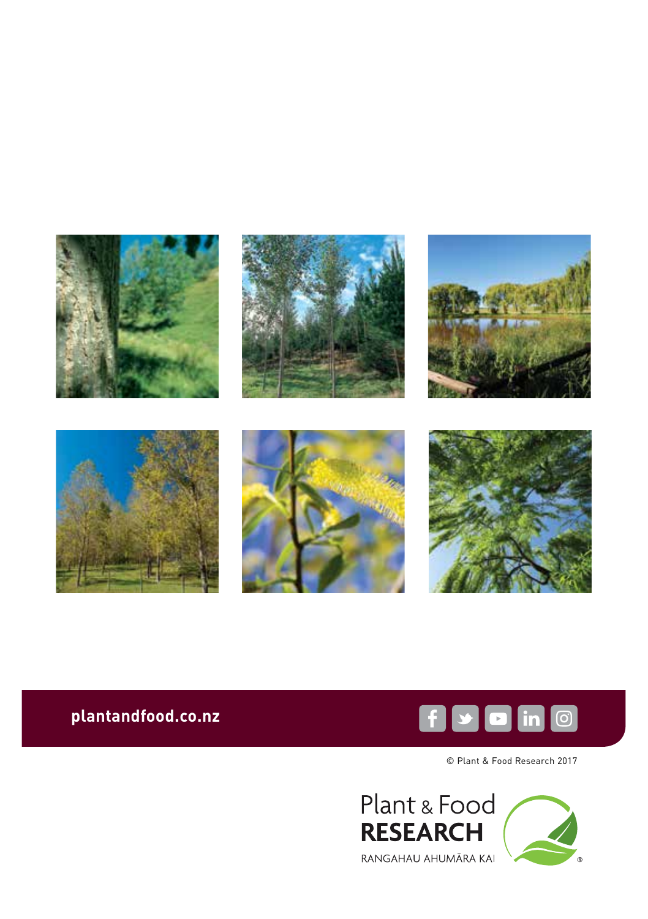plantandfood.co.nz

© Plant & Food Research 2017

Plant & Food RESEARCH

RANGAHAU AHUMĀRA KAI